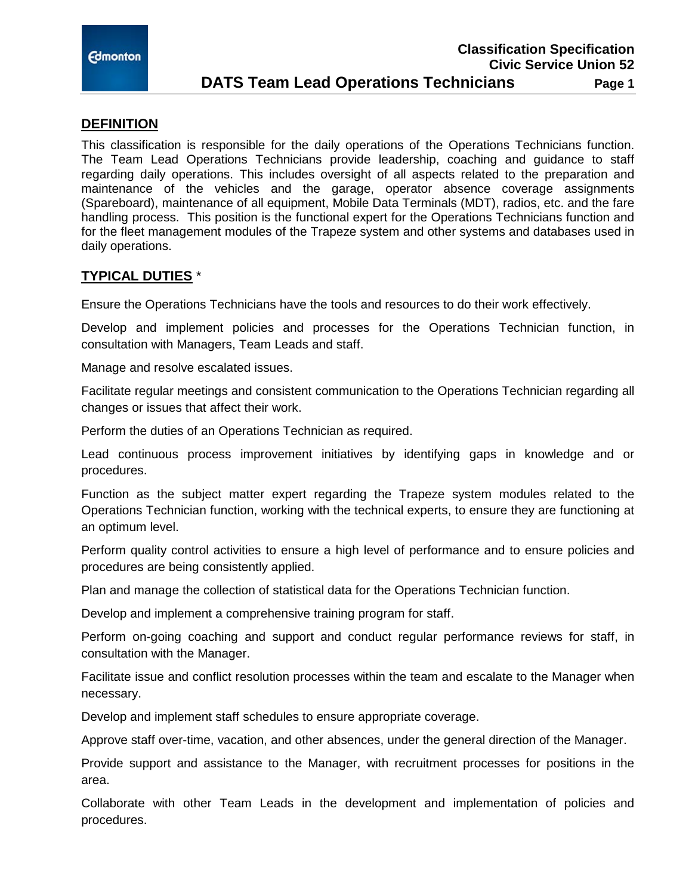# DATS Team Lead Operations Technicians

## DEFINITION

This classification is responsible for the daily operations of the Operations Technicians function. The Team Lead Operations Technicians provide leadership, coaching and guidance to staff regarding daily operations. This includes oversight of all aspects related to the preparation and maintenance of the vehicles and the garage, operator absence coverage assignments (Spareboard), maintenance of all equipment, Mobile Data Terminals (MDT), radios, etc. and the fare handling process. This position is the functional expert for the Operations Technicians function and for the fleet management modules of the Trapeze system and other systems and databases used in daily operations.

## TYPICAL DUTIES *

Ensure the Operations Technicians have the tools and resources to do their work effectively.

Develop and implement policies and processes for the Operations Technician function, in consultation with Managers, Team Leads and staff.

Manage and resolve escalated issues.

Facilitate regular meetings and consistent communication to the Operations Technician regarding all changes or issues that affect their work.

Perform the duties of an Operations Technician as required.

Lead continuous process improvement initiatives by identifying gaps in knowledge and or procedures.

Function as the subject matter expert regarding the Trapeze system modules related to the Operations Technician function, working with the technical experts, to ensure they are functioning at an optimum level.

Perform quality control activities to ensure a high level of performance and to ensure policies and procedures are being consistently applied.

Plan and manage the collection of statistical data for the Operations Technician function.

Develop and implement a comprehensive training program for staff.

Perform on-going coaching and support and conduct regular performance reviews for staff, in consultation with the Manager.

Facilitate issue and conflict resolution processes within the team and escalate to the Manager when necessary.

Develop and implement staff schedules to ensure appropriate coverage.

Approve staff over-time, vacation, and other absences, under the general direction of the Manager.

Provide support and assistance to the Manager, with recruitment processes for positions in the area.

Collaborate with other Team Leads in the development and implementation of policies and procedures.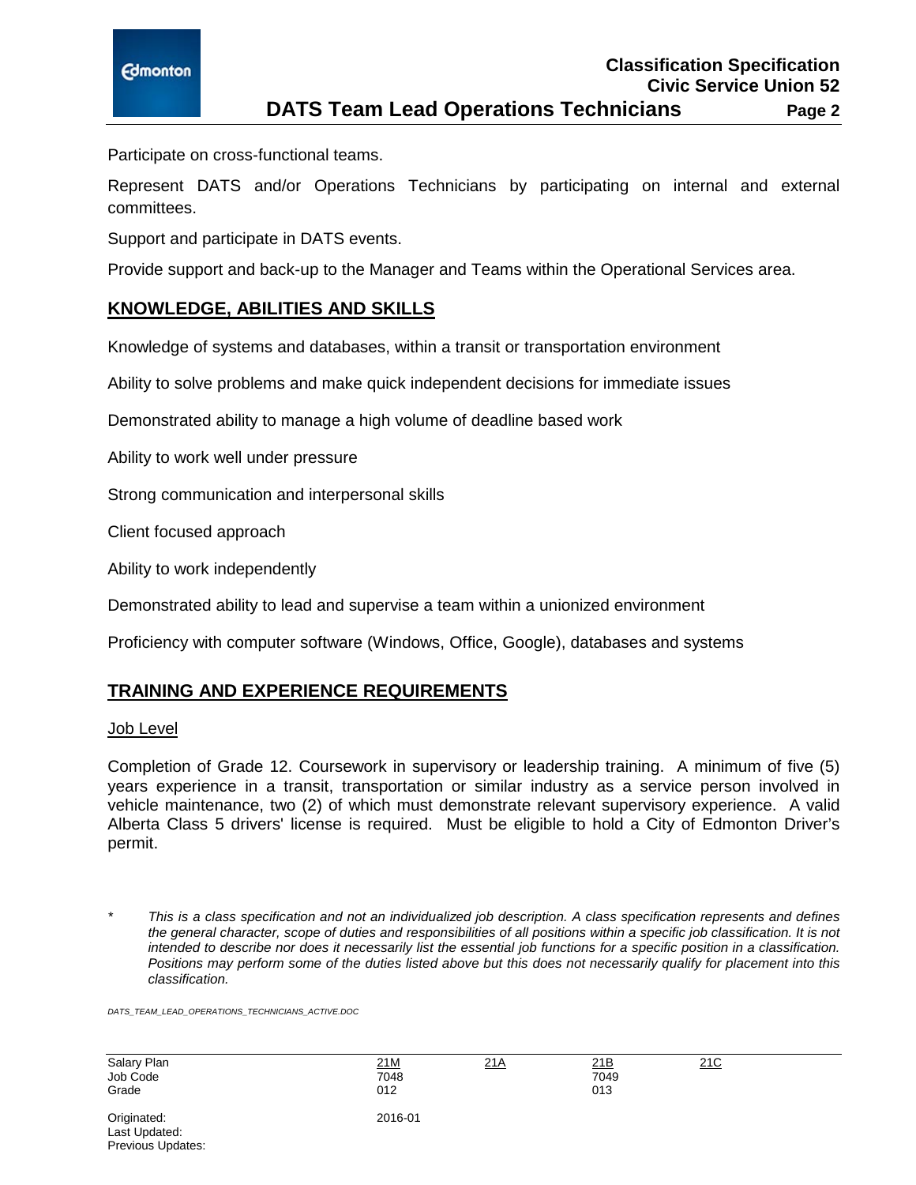Participate on cross-functional teams.

Represent DATS and/or Operations Technicians by participating on internal and external committees.

Support and participate in DATS events.

Provide support and back-up to the Manager and Teams within the Operational Services area.

## KNOWLEDGE, ABILITIES AND SKILLS

Knowledge of systems and databases, within a transit or transportation environment

Ability to solve problems and make quick independent decisions for immediate issues

Demonstrated ability to manage a high volume of deadline based work

Ability to work well under pressure

Strong communication and interpersonal skills

Client focused approach

Ability to work independently

Demonstrated ability to lead and supervise a team within a unionized environment

Proficiency with computer software (Windows, Office, Google), databases and systems

## TRAINING AND EXPERIENCE REQUIREMENTS

Job Level

Completion of Grade 12. Coursework in supervisory or leadership training. A minimum of five (5) years experience in a transit, transportation or similar industry as a service person involved in vehicle maintenance, two (2) of which must demonstrate relevant supervisory experience. A valid Alberta Class 5 drivers' license is required. Must be eligible to hold a City of Edmonton Driver's permit.

\* *This is a class specification and not an individualized job description. A class specification represents and defines the general character, scope of duties and responsibilities of all positions within a specific job classification. It is not intended to describe nor does it necessarily list the essential job functions for a specific position in a classification. Positions may perform some of the duties listed above but this does not necessarily qualify for placement into this classification.*

*DATS_TEAM_LEAD_OPERATIONS_TECHNICIANS_ACTIVE.DOC*

| Salary Plan | 21M | 21A | 21B | 21C |
|---|---|---|---|---|
| Job Code | 7048 | | 7049 | |
| Grade | 012 | | 013 | |

Originated: 2016-01
Last Updated:
Previous Updates: